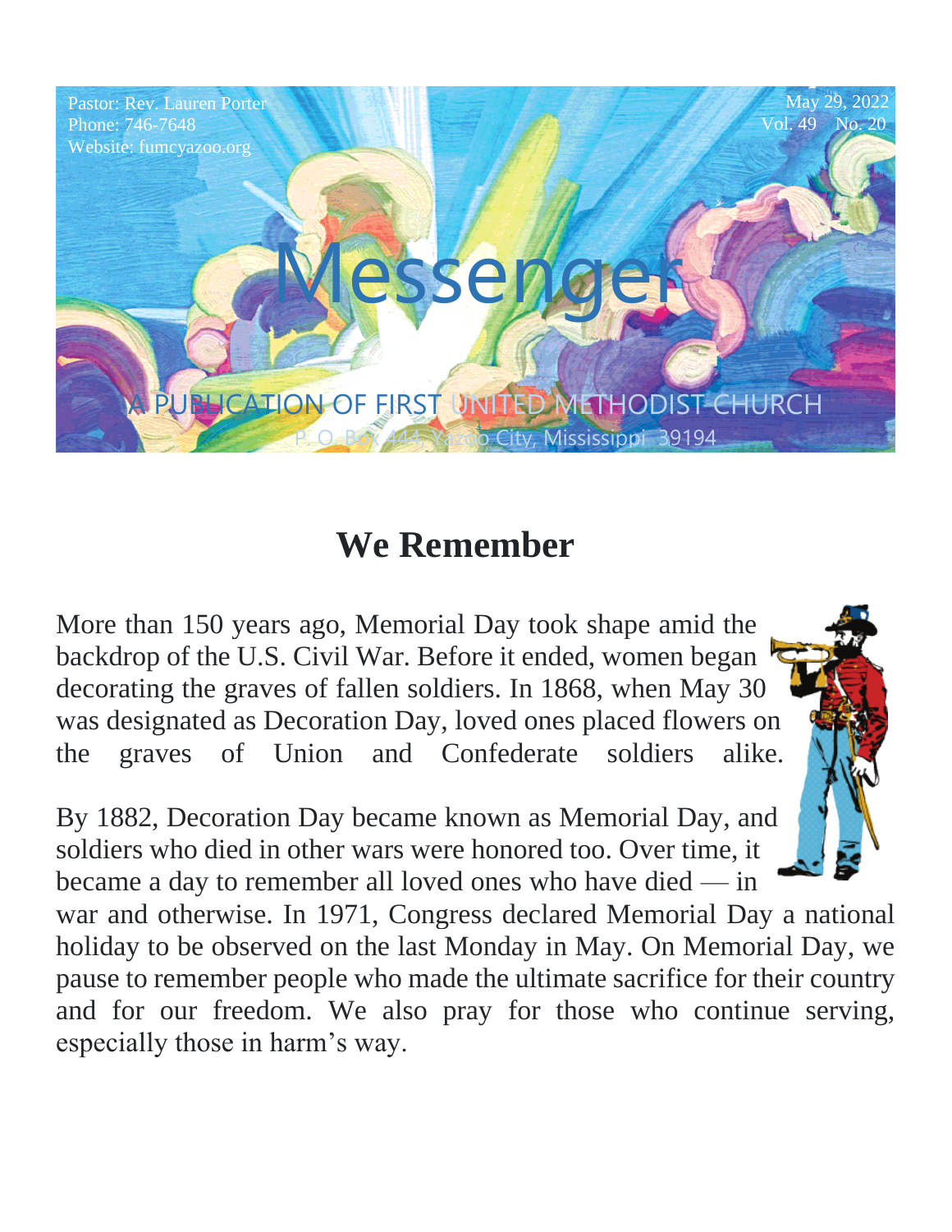Pastor: Rev. Lauren Porter
Phone: 746-7648
Website: fumcyazoo.org

May 29, 2022
Vol. 49 No. 20

# Messenger

A PUBLICATION OF FIRST UNITED METHODIST CHURCH
P. O. Box 444, Yazoo City, Mississippi 39194

## We Remember

More than 150 years ago, Memorial Day took shape amid the backdrop of the U.S. Civil War. Before it ended, women began decorating the graves of fallen soldiers. In 1868, when May 30 was designated as Decoration Day, loved ones placed flowers on the graves of Union and Confederate soldiers alike.

By 1882, Decoration Day became known as Memorial Day, and soldiers who died in other wars were honored too. Over time, it became a day to remember all loved ones who have died — in war and otherwise. In 1971, Congress declared Memorial Day a national holiday to be observed on the last Monday in May. On Memorial Day, we pause to remember people who made the ultimate sacrifice for their country and for our freedom. We also pray for those who continue serving, especially those in harm's way.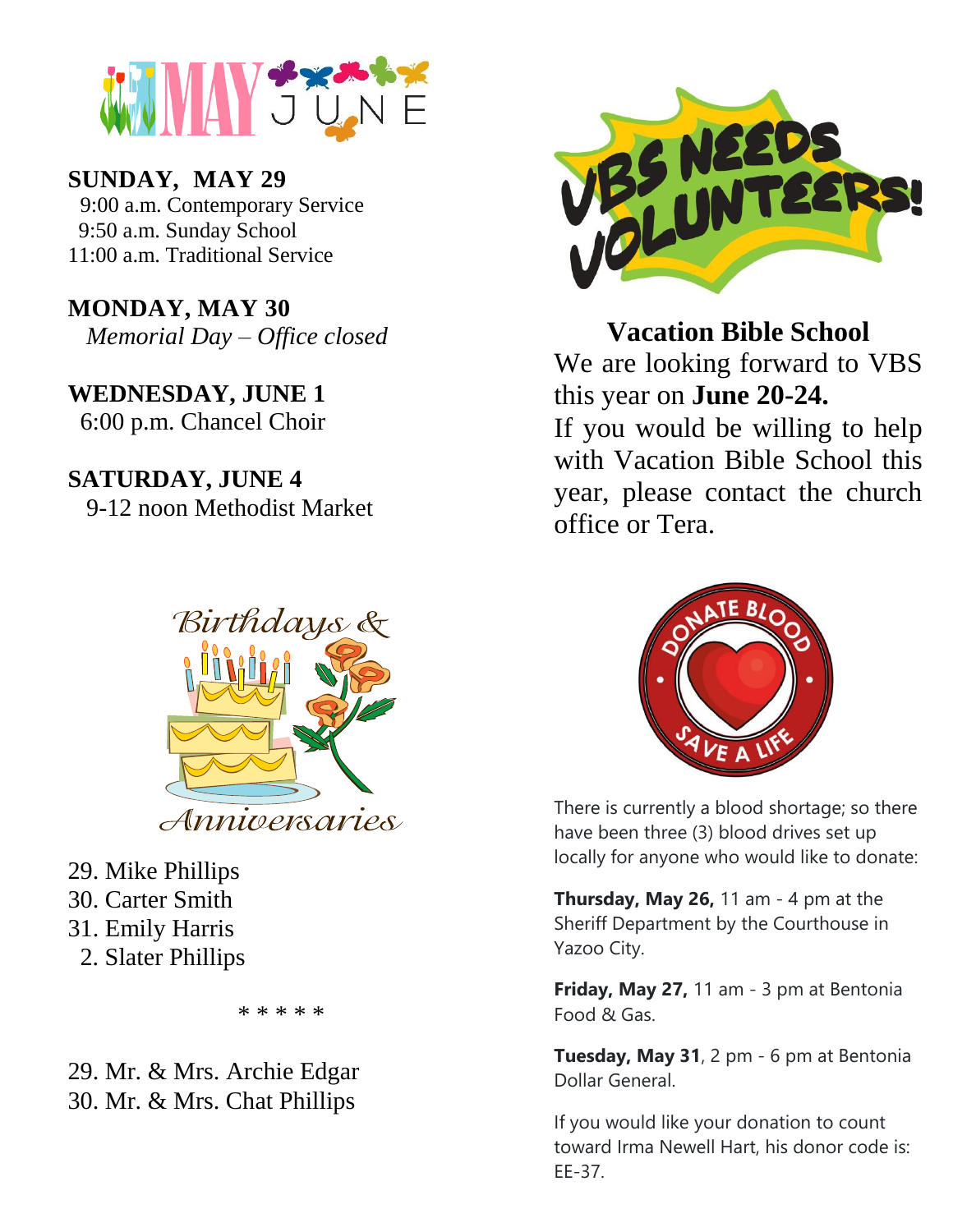# MAY JUNE

**SUNDAY, MAY 29**
9:00 a.m. Contemporary Service
9:50 a.m. Sunday School
11:00 a.m. Traditional Service

**MONDAY, MAY 30**
*Memorial Day – Office closed*

**WEDNESDAY, JUNE 1**
6:00 p.m. Chancel Choir

**SATURDAY, JUNE 4**
9-12 noon Methodist Market

## Birthdays & Anniversaries

29. Mike Phillips
30. Carter Smith
31. Emily Harris
2. Slater Phillips

* * * * *

29. Mr. & Mrs. Archie Edgar
30. Mr. & Mrs. Chat Phillips

## VBS NEEDS VOLUNTEERS!

**Vacation Bible School**

We are looking forward to VBS this year on **June 20-24.**

If you would be willing to help with Vacation Bible School this year, please contact the church office or Tera.

## DONATE BLOOD – SAVE A LIFE

There is currently a blood shortage; so there have been three (3) blood drives set up locally for anyone who would like to donate:

**Thursday, May 26,** 11 am - 4 pm at the Sheriff Department by the Courthouse in Yazoo City.

**Friday, May 27,** 11 am - 3 pm at Bentonia Food & Gas.

**Tuesday, May 31**, 2 pm - 6 pm at Bentonia Dollar General.

If you would like your donation to count toward Irma Newell Hart, his donor code is: EE-37.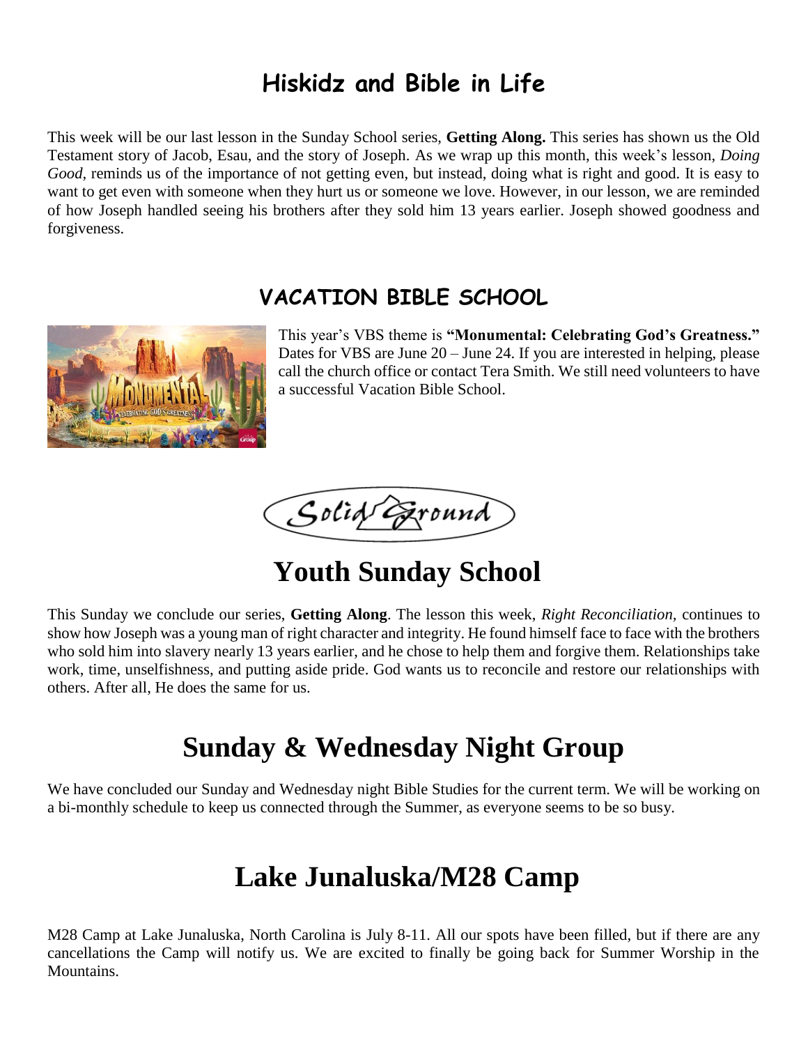## Hiskidz and Bible in Life

This week will be our last lesson in the Sunday School series, **Getting Along.** This series has shown us the Old Testament story of Jacob, Esau, and the story of Joseph. As we wrap up this month, this week's lesson, *Doing Good,* reminds us of the importance of not getting even, but instead, doing what is right and good. It is easy to want to get even with someone when they hurt us or someone we love. However, in our lesson, we are reminded of how Joseph handled seeing his brothers after they sold him 13 years earlier. Joseph showed goodness and forgiveness.

## VACATION BIBLE SCHOOL

This year's VBS theme is **"Monumental: Celebrating God's Greatness."** Dates for VBS are June 20 – June 24. If you are interested in helping, please call the church office or contact Tera Smith. We still need volunteers to have a successful Vacation Bible School.

Solid Ground

## Youth Sunday School

This Sunday we conclude our series, **Getting Along**. The lesson this week, *Right Reconciliation,* continues to show how Joseph was a young man of right character and integrity. He found himself face to face with the brothers who sold him into slavery nearly 13 years earlier, and he chose to help them and forgive them. Relationships take work, time, unselfishness, and putting aside pride. God wants us to reconcile and restore our relationships with others. After all, He does the same for us.

## Sunday & Wednesday Night Group

We have concluded our Sunday and Wednesday night Bible Studies for the current term. We will be working on a bi-monthly schedule to keep us connected through the Summer, as everyone seems to be so busy.

## Lake Junaluska/M28 Camp

M28 Camp at Lake Junaluska, North Carolina is July 8-11. All our spots have been filled, but if there are any cancellations the Camp will notify us. We are excited to finally be going back for Summer Worship in the Mountains.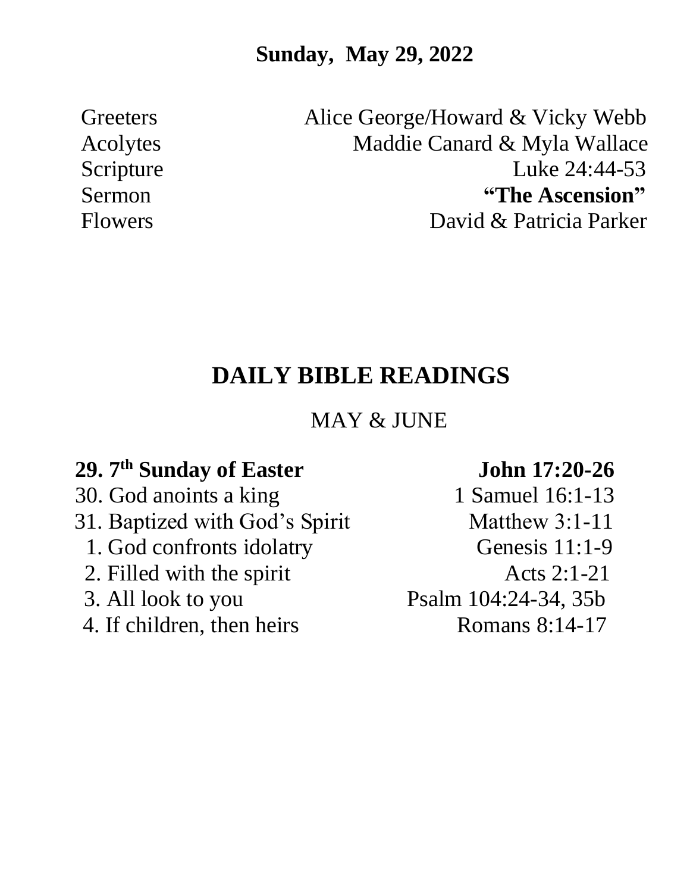## Sunday, May 29, 2022

| | |
|---|---|
| Greeters | Alice George/Howard & Vicky Webb |
| Acolytes | Maddie Canard & Myla Wallace |
| Scripture | Luke 24:44-53 |
| Sermon | **"The Ascension"** |
| Flowers | David & Patricia Parker |

# DAILY BIBLE READINGS

MAY & JUNE

| | |
|---|---|
| **29. 7th Sunday of Easter** | **John 17:20-26** |
| 30. God anoints a king | 1 Samuel 16:1-13 |
| 31. Baptized with God's Spirit | Matthew 3:1-11 |
| 1. God confronts idolatry | Genesis 11:1-9 |
| 2. Filled with the spirit | Acts 2:1-21 |
| 3. All look to you | Psalm 104:24-34, 35b |
| 4. If children, then heirs | Romans 8:14-17 |